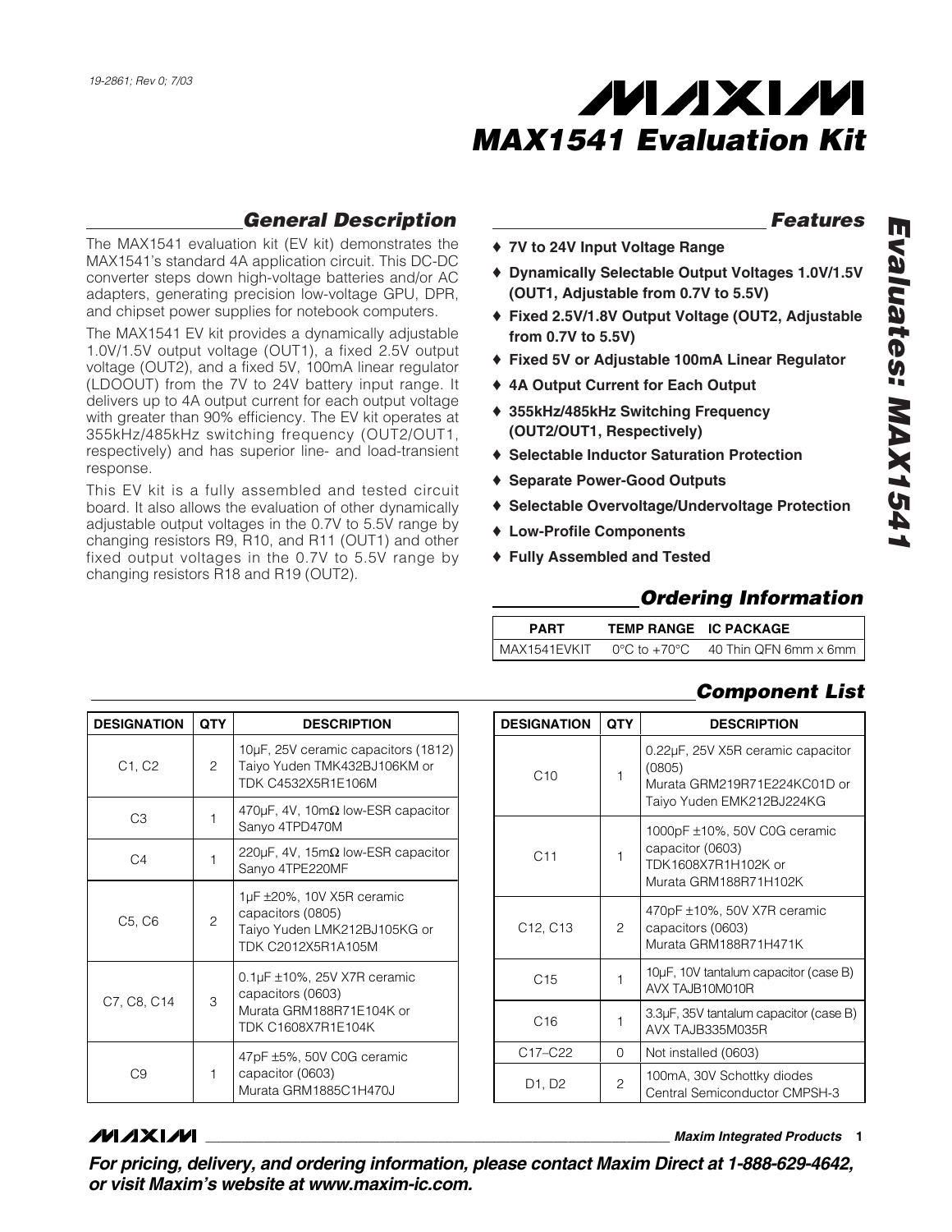19-2861; Rev 0; 7/03

# MAX1541 Evaluation Kit

## General Description

The MAX1541 evaluation kit (EV kit) demonstrates the MAX1541's standard 4A application circuit. This DC-DC converter steps down high-voltage batteries and/or AC adapters, generating precision low-voltage GPU, DPR, and chipset power supplies for notebook computers.

The MAX1541 EV kit provides a dynamically adjustable 1.0V/1.5V output voltage (OUT1), a fixed 2.5V output voltage (OUT2), and a fixed 5V, 100mA linear regulator (LDOOUT) from the 7V to 24V battery input range. It delivers up to 4A output current for each output voltage with greater than 90% efficiency. The EV kit operates at 355kHz/485kHz switching frequency (OUT2/OUT1, respectively) and has superior line- and load-transient response.

This EV kit is a fully assembled and tested circuit board. It also allows the evaluation of other dynamically adjustable output voltages in the 0.7V to 5.5V range by changing resistors R9, R10, and R11 (OUT1) and other fixed output voltages in the 0.7V to 5.5V range by changing resistors R18 and R19 (OUT2).

## Features

- **7V to 24V Input Voltage Range**
- **Dynamically Selectable Output Voltages 1.0V/1.5V (OUT1, Adjustable from 0.7V to 5.5V)**
- **Fixed 2.5V/1.8V Output Voltage (OUT2, Adjustable from 0.7V to 5.5V)**
- **Fixed 5V or Adjustable 100mA Linear Regulator**
- **4A Output Current for Each Output**
- **355kHz/485kHz Switching Frequency (OUT2/OUT1, Respectively)**
- **Selectable Inductor Saturation Protection**
- **Separate Power-Good Outputs**
- **Selectable Overvoltage/Undervoltage Protection**
- **Low-Profile Components**
- **Fully Assembled and Tested**

## Ordering Information

| PART | TEMP RANGE | IC PACKAGE |
|---|---|---|
| MAX1541EVKIT | 0°C to +70°C | 40 Thin QFN 6mm x 6mm |

## Component List

| DESIGNATION | QTY | DESCRIPTION |
|---|---|---|
| C1, C2 | 2 | 10µF, 25V ceramic capacitors (1812) Taiyo Yuden TMK432BJ106KM or TDK C4532X5R1E106M |
| C3 | 1 | 470µF, 4V, 10mΩ low-ESR capacitor Sanyo 4TPD470M |
| C4 | 1 | 220µF, 4V, 15mΩ low-ESR capacitor Sanyo 4TPE220MF |
| C5, C6 | 2 | 1µF ±20%, 10V X5R ceramic capacitors (0805) Taiyo Yuden LMK212BJ105KG or TDK C2012X5R1A105M |
| C7, C8, C14 | 3 | 0.1µF ±10%, 25V X7R ceramic capacitors (0603) Murata GRM188R71E104K or TDK C1608X7R1E104K |
| C9 | 1 | 47pF ±5%, 50V C0G ceramic capacitor (0603) Murata GRM1885C1H470J |
| C10 | 1 | 0.22µF, 25V X5R ceramic capacitor (0805) Murata GRM219R71E224KC01D or Taiyo Yuden EMK212BJ224KG |
| C11 | 1 | 1000pF ±10%, 50V C0G ceramic capacitor (0603) TDK1608X7R1H102K or Murata GRM188R71H102K |
| C12, C13 | 2 | 470pF ±10%, 50V X7R ceramic capacitors (0603) Murata GRM188R71H471K |
| C15 | 1 | 10µF, 10V tantalum capacitor (case B) AVX TAJB10M010R |
| C16 | 1 | 3.3µF, 35V tantalum capacitor (case B) AVX TAJB335M035R |
| C17–C22 | 0 | Not installed (0603) |
| D1, D2 | 2 | 100mA, 30V Schottky diodes Central Semiconductor CMPSH-3 |

Maxim Integrated Products

*For pricing, delivery, and ordering information, please contact Maxim Direct at 1-888-629-4642, or visit Maxim's website at www.maxim-ic.com.*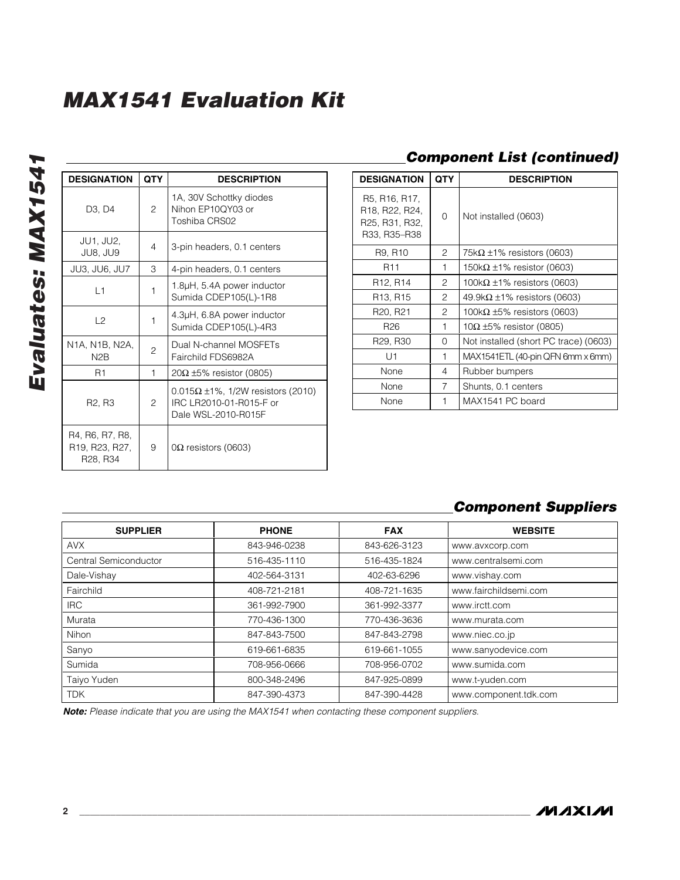## Component List (continued)

| DESIGNATION | QTY | DESCRIPTION |
|---|---|---|
| D3, D4 | 2 | 1A, 30V Schottky diodes Nihon EP10QY03 or Toshiba CRS02 |
| JU1, JU2, JU8, JU9 | 4 | 3-pin headers, 0.1 centers |
| JU3, JU6, JU7 | 3 | 4-pin headers, 0.1 centers |
| L1 | 1 | 1.8µH, 5.4A power inductor Sumida CDEP105(L)-1R8 |
| L2 | 1 | 4.3µH, 6.8A power inductor Sumida CDEP105(L)-4R3 |
| N1A, N1B, N2A, N2B | 2 | Dual N-channel MOSFETs Fairchild FDS6982A |
| R1 | 1 | 20Ω ±5% resistor (0805) |
| R2, R3 | 2 | 0.015Ω ±1%, 1/2W resistors (2010) IRC LR2010-01-R015-F or Dale WSL-2010-R015F |
| R4, R6, R7, R8, R19, R23, R27, R28, R34 | 9 | 0Ω resistors (0603) |
| R5, R16, R17, R18, R22, R24, R25, R31, R32, R33, R35–R38 | 0 | Not installed (0603) |
| R9, R10 | 2 | 75kΩ ±1% resistors (0603) |
| R11 | 1 | 150kΩ ±1% resistor (0603) |
| R12, R14 | 2 | 100kΩ ±1% resistors (0603) |
| R13, R15 | 2 | 49.9kΩ ±1% resistors (0603) |
| R20, R21 | 2 | 100kΩ ±5% resistors (0603) |
| R26 | 1 | 10Ω ±5% resistor (0805) |
| R29, R30 | 0 | Not installed (short PC trace) (0603) |
| U1 | 1 | MAX1541ETL (40-pin QFN 6mm x 6mm) |
| None | 4 | Rubber bumpers |
| None | 7 | Shunts, 0.1 centers |
| None | 1 | MAX1541 PC board |

## Component Suppliers

| SUPPLIER | PHONE | FAX | WEBSITE |
|---|---|---|---|
| AVX | 843-946-0238 | 843-626-3123 | www.avxcorp.com |
| Central Semiconductor | 516-435-1110 | 516-435-1824 | www.centralsemi.com |
| Dale-Vishay | 402-564-3131 | 402-63-6296 | www.vishay.com |
| Fairchild | 408-721-2181 | 408-721-1635 | www.fairchildsemi.com |
| IRC | 361-992-7900 | 361-992-3377 | www.irctt.com |
| Murata | 770-436-1300 | 770-436-3636 | www.murata.com |
| Nihon | 847-843-7500 | 847-843-2798 | www.niec.co.jp |
| Sanyo | 619-661-6835 | 619-661-1055 | www.sanyodevice.com |
| Sumida | 708-956-0666 | 708-956-0702 | www.sumida.com |
| Taiyo Yuden | 800-348-2496 | 847-925-0899 | www.t-yuden.com |
| TDK | 847-390-4373 | 847-390-4428 | www.component.tdk.com |

***Note:*** *Please indicate that you are using the MAX1541 when contacting these component suppliers.*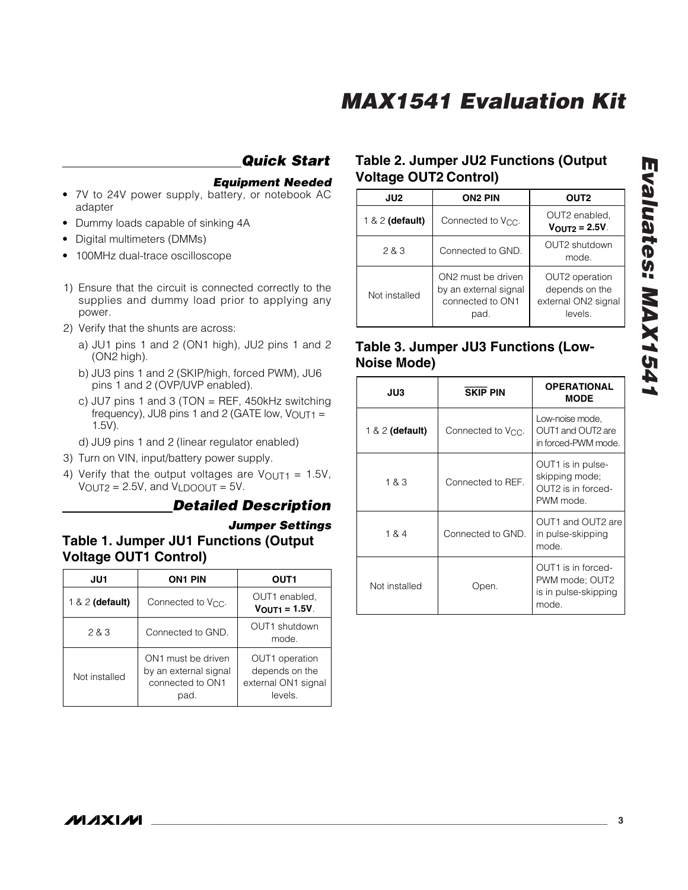## Quick Start

### Equipment Needed

- 7V to 24V power supply, battery, or notebook AC adapter
- Dummy loads capable of sinking 4A
- Digital multimeters (DMMs)
- 100MHz dual-trace oscilloscope

1) Ensure that the circuit is connected correctly to the supplies and dummy load prior to applying any power.
2) Verify that the shunts are across:
   a) JU1 pins 1 and 2 (ON1 high), JU2 pins 1 and 2 (ON2 high).
   b) JU3 pins 1 and 2 (SKIP/high, forced PWM), JU6 pins 1 and 2 (OVP/UVP enabled).
   c) JU7 pins 1 and 3 (TON = REF, 450kHz switching frequency), JU8 pins 1 and 2 (GATE low, $V_{OUT1}$ = 1.5V).
   d) JU9 pins 1 and 2 (linear regulator enabled)
3) Turn on VIN, input/battery power supply.
4) Verify that the output voltages are $V_{OUT1}$ = 1.5V, $V_{OUT2}$ = 2.5V, and $V_{LDOOUT}$ = 5V.

## Detailed Description

### Jumper Settings

### Table 1. Jumper JU1 Functions (Output Voltage OUT1 Control)

| JU1 | ON1 PIN | OUT1 |
|---|---|---|
| 1 & 2 **(default)** | Connected to $V_{CC}$. | OUT1 enabled, $\mathbf{V_{OUT1} = 1.5V}$. |
| 2 & 3 | Connected to GND. | OUT1 shutdown mode. |
| Not installed | ON1 must be driven by an external signal connected to ON1 pad. | OUT1 operation depends on the external ON1 signal levels. |

### Table 2. Jumper JU2 Functions (Output Voltage OUT2 Control)

| JU2 | ON2 PIN | OUT2 |
|---|---|---|
| 1 & 2 **(default)** | Connected to $V_{CC}$. | OUT2 enabled, $\mathbf{V_{OUT2} = 2.5V}$. |
| 2 & 3 | Connected to GND. | OUT2 shutdown mode. |
| Not installed | ON2 must be driven by an external signal connected to ON1 pad. | OUT2 operation depends on the external ON2 signal levels. |

### Table 3. Jumper JU3 Functions (Low-Noise Mode)

| JU3 | $\overline{\text{SKIP}}$ PIN | OPERATIONAL MODE |
|---|---|---|
| 1 & 2 **(default)** | Connected to $V_{CC}$. | Low-noise mode, OUT1 and OUT2 are in forced-PWM mode. |
| 1 & 3 | Connected to REF. | OUT1 is in pulse-skipping mode; OUT2 is in forced-PWM mode. |
| 1 & 4 | Connected to GND. | OUT1 and OUT2 are in pulse-skipping mode. |
| Not installed | Open. | OUT1 is in forced-PWM mode; OUT2 is in pulse-skipping mode. |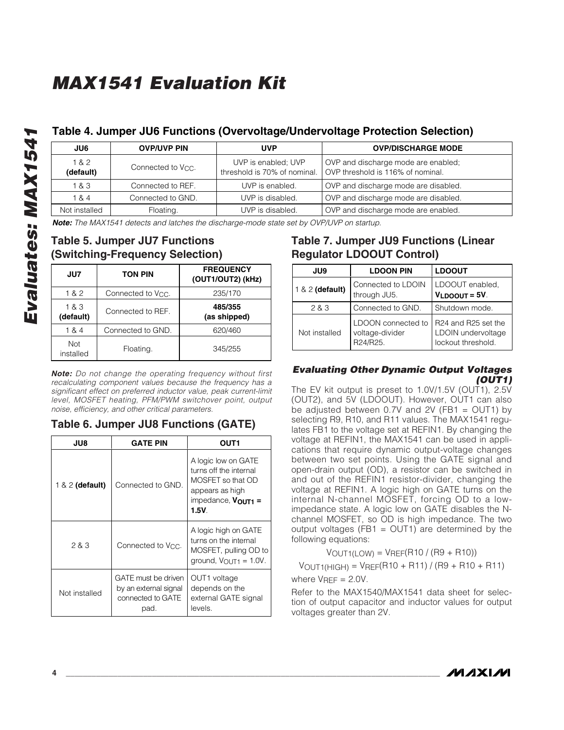## Table 4. Jumper JU6 Functions (Overvoltage/Undervoltage Protection Selection)

| JU6 | OVP/UVP PIN | UVP | OVP/DISCHARGE MODE |
|---|---|---|---|
| 1 & 2 **(default)** | Connected to $V_{CC}$. | UVP is enabled; UVP threshold is 70% of nominal. | OVP and discharge mode are enabled; OVP threshold is 116% of nominal. |
| 1 & 3 | Connected to REF. | UVP is enabled. | OVP and discharge mode are disabled. |
| 1 & 4 | Connected to GND. | UVP is disabled. | OVP and discharge mode are disabled. |
| Not installed | Floating. | UVP is disabled. | OVP and discharge mode are enabled. |

***Note:*** *The MAX1541 detects and latches the discharge-mode state set by OVP/UVP on startup.*

## Table 5. Jumper JU7 Functions (Switching-Frequency Selection)

| JU7 | TON PIN | FREQUENCY (OUT1/OUT2) (kHz) |
|---|---|---|
| 1 & 2 | Connected to $V_{CC}$. | 235/170 |
| 1 & 3 **(default)** | Connected to REF. | **485/355 (as shipped)** |
| 1 & 4 | Connected to GND. | 620/460 |
| Not installed | Floating. | 345/255 |

***Note:*** *Do not change the operating frequency without first recalculating component values because the frequency has a significant effect on preferred inductor value, peak current-limit level, MOSFET heating, PFM/PWM switchover point, output noise, efficiency, and other critical parameters.*

## Table 6. Jumper JU8 Functions (GATE)

| JU8 | GATE PIN | OUT1 |
|---|---|---|
| 1 & 2 **(default)** | Connected to GND. | A logic low on GATE turns off the internal MOSFET so that OD appears as high impedance, $\mathbf{V_{OUT1} = 1.5V}$. |
| 2 & 3 | Connected to $V_{CC}$. | A logic high on GATE turns on the internal MOSFET, pulling OD to ground, $V_{OUT1} = 1.0V$. |
| Not installed | GATE must be driven by an external signal connected to GATE pad. | OUT1 voltage depends on the external GATE signal levels. |

## Table 7. Jumper JU9 Functions (Linear Regulator LDOOUT Control)

| JU9 | LDOON PIN | LDOOUT |
|---|---|---|
| 1 & 2 **(default)** | Connected to LDOIN through JU5. | LDOOUT enabled, $\mathbf{V_{LDOOUT} = 5V}$. |
| 2 & 3 | Connected to GND. | Shutdown mode. |
| Not installed | LDOON connected to voltage-divider R24/R25. | R24 and R25 set the LDOIN undervoltage lockout threshold. |

### *Evaluating Other Dynamic Output Voltages (OUT1)*

The EV kit output is preset to 1.0V/1.5V (OUT1), 2.5V (OUT2), and 5V (LDOOUT). However, OUT1 can also be adjusted between 0.7V and 2V (FB1 = OUT1) by selecting R9, R10, and R11 values. The MAX1541 regulates FB1 to the voltage set at REFIN1. By changing the voltage at REFIN1, the MAX1541 can be used in applications that require dynamic output-voltage changes between two set points. Using the GATE signal and open-drain output (OD), a resistor can be switched in and out of the REFIN1 resistor-divider, changing the voltage at REFIN1. A logic high on GATE turns on the internal N-channel MOSFET, forcing OD to a low-impedance state. A logic low on GATE disables the N-channel MOSFET, so OD is high impedance. The two output voltages (FB1 = OUT1) are determined by the following equations:

$$V_{OUT1(LOW)} = V_{REF}(R10 / (R9 + R10))$$

$$V_{OUT1(HIGH)} = V_{REF}(R10 + R11) / (R9 + R10 + R11)$$

where $V_{REF} = 2.0V$.

Refer to the MAX1540/MAX1541 data sheet for selection of output capacitor and inductor values for output voltages greater than 2V.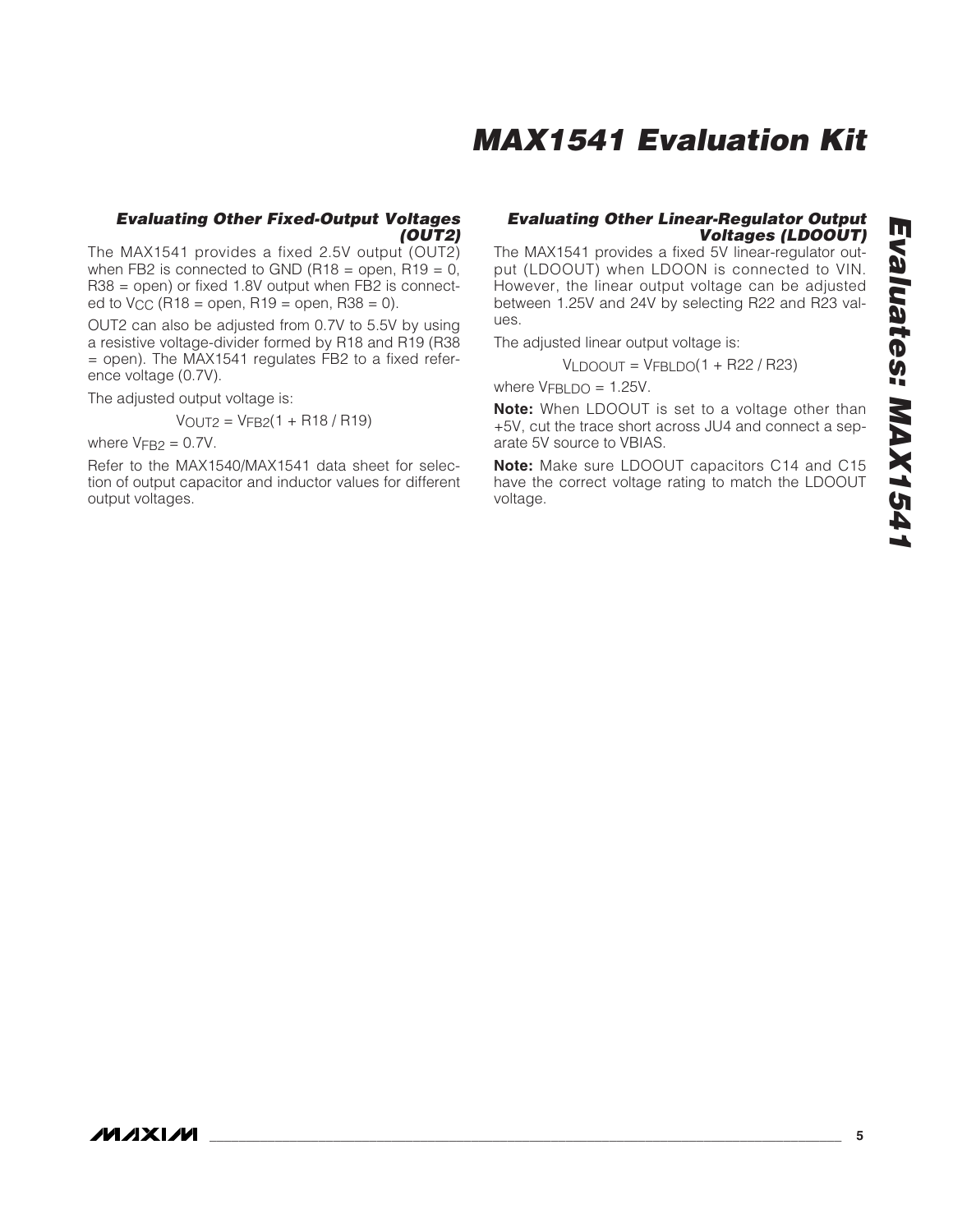### Evaluating Other Fixed-Output Voltages (OUT2)

The MAX1541 provides a fixed 2.5V output (OUT2) when FB2 is connected to GND (R18 = open, R19 = 0, R38 = open) or fixed 1.8V output when FB2 is connected to $V_{CC}$ (R18 = open, R19 = open, R38 = 0).

OUT2 can also be adjusted from 0.7V to 5.5V by using a resistive voltage-divider formed by R18 and R19 (R38 = open). The MAX1541 regulates FB2 to a fixed reference voltage (0.7V).

The adjusted output voltage is:

$$V_{OUT2} = V_{FB2}(1 + R18 / R19)$$

where $V_{FB2}$ = 0.7V.

Refer to the MAX1540/MAX1541 data sheet for selection of output capacitor and inductor values for different output voltages.

### Evaluating Other Linear-Regulator Output Voltages (LDOOUT)

The MAX1541 provides a fixed 5V linear-regulator output (LDOOUT) when LDOON is connected to VIN. However, the linear output voltage can be adjusted between 1.25V and 24V by selecting R22 and R23 values.

The adjusted linear output voltage is:

$$V_{LDOOUT} = V_{FBLDO}(1 + R22 / R23)$$

where $V_{FBLDO}$ = 1.25V.

**Note:** When LDOOUT is set to a voltage other than +5V, cut the trace short across JU4 and connect a separate 5V source to VBIAS.

**Note:** Make sure LDOOUT capacitors C14 and C15 have the correct voltage rating to match the LDOOUT voltage.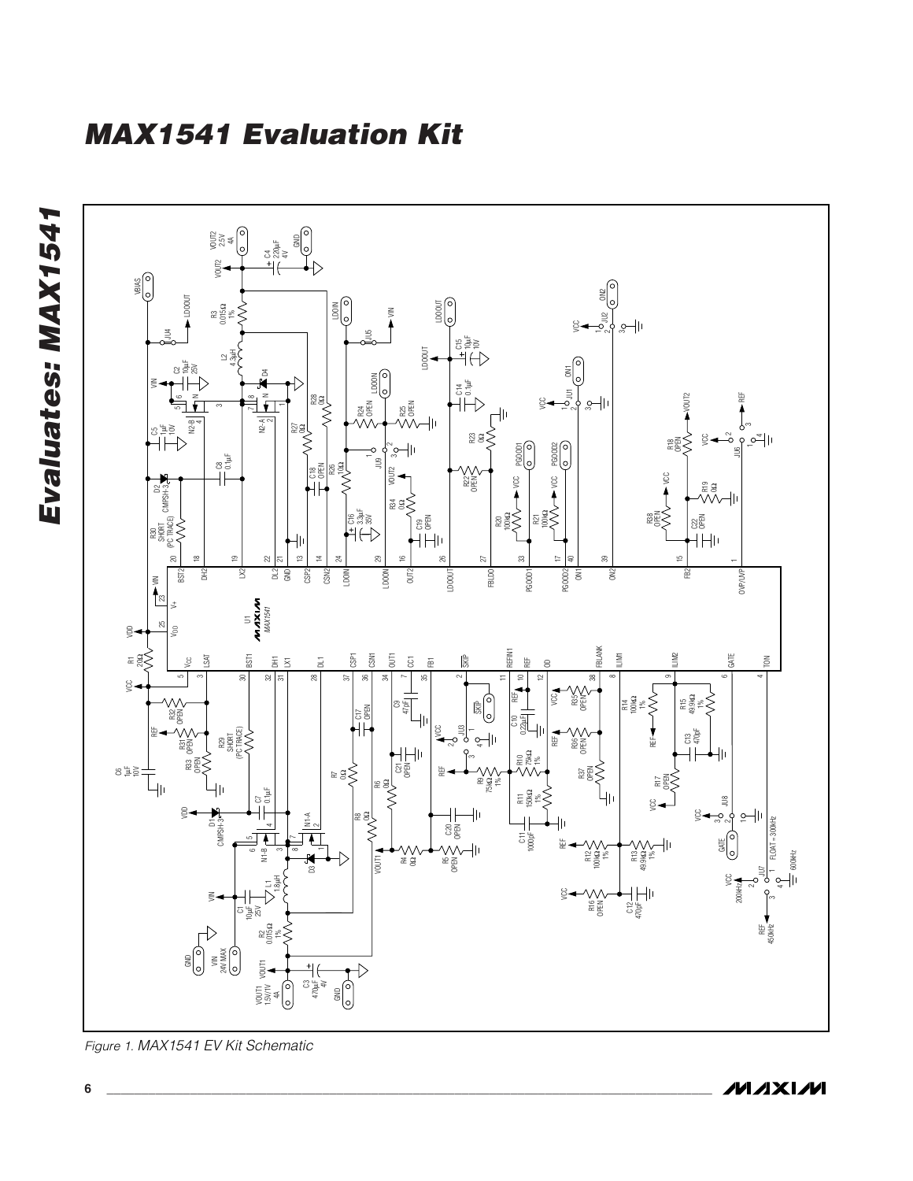# MAX1541 Evaluation Kit

*Figure 1. MAX1541 EV Kit Schematic*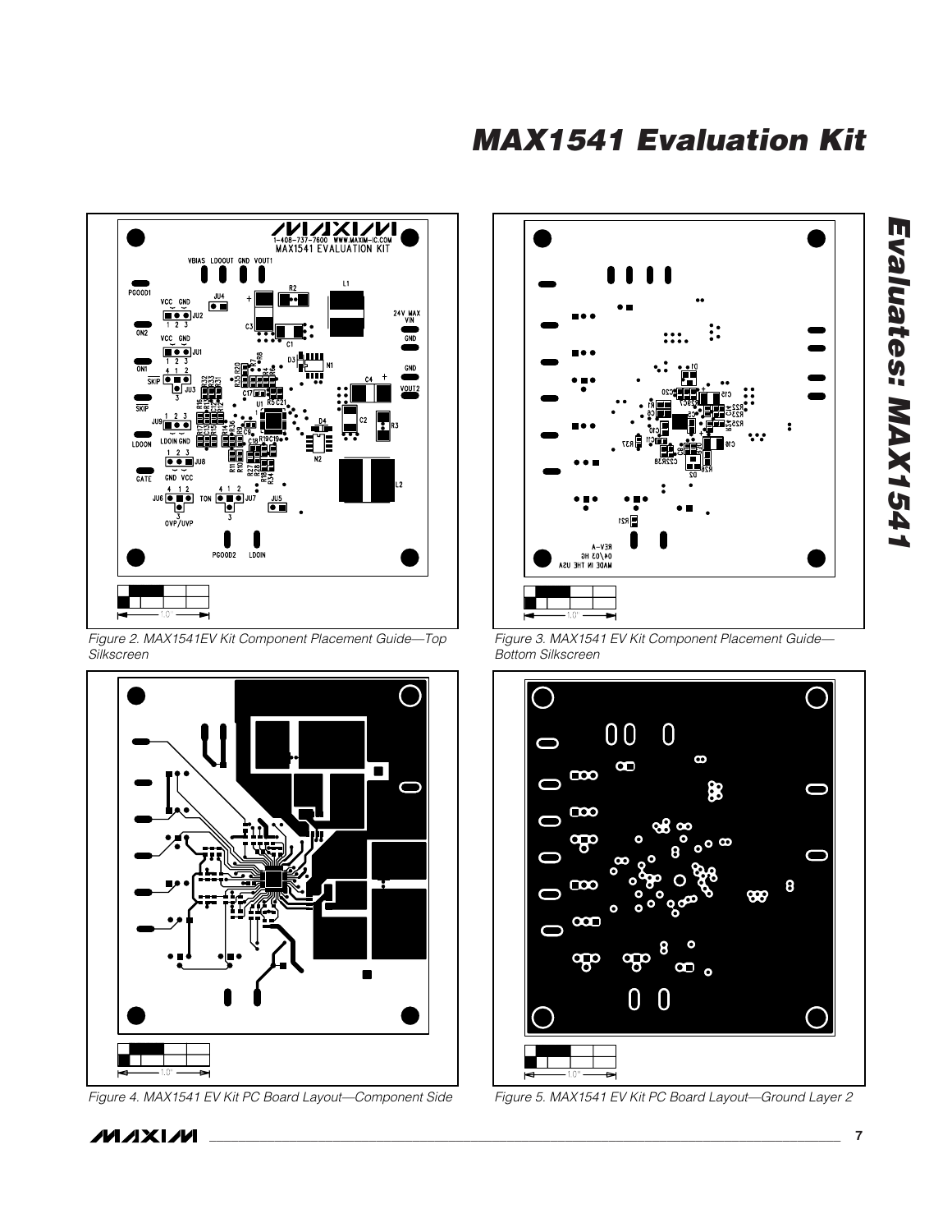Figure 2. MAX1541EV Kit Component Placement Guide—Top Silkscreen

Figure 3. MAX1541 EV Kit Component Placement Guide—Bottom Silkscreen

Figure 4. MAX1541 EV Kit PC Board Layout—Component Side

Figure 5. MAX1541 EV Kit PC Board Layout—Ground Layer 2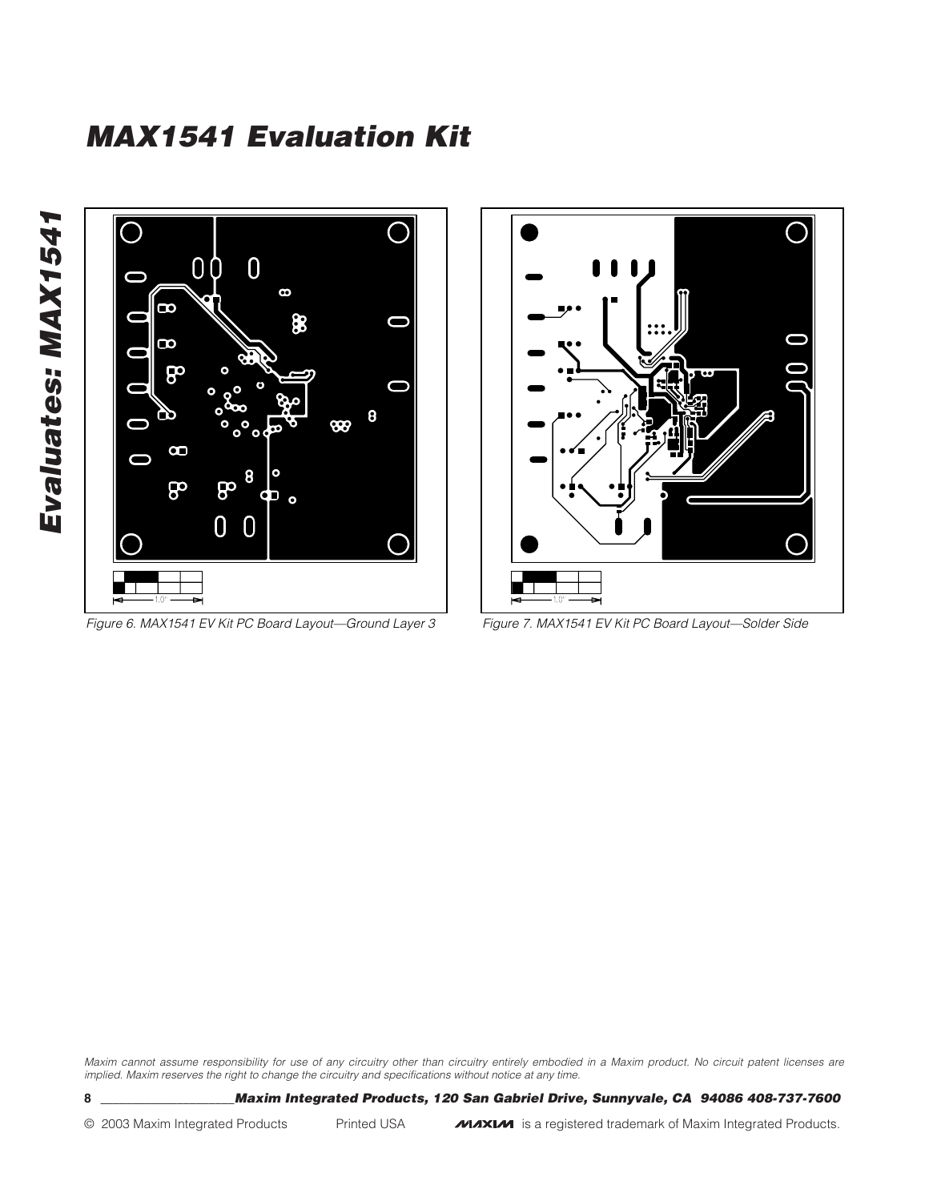# MAX1541 Evaluation Kit

1.0"

*Figure 6. MAX1541 EV Kit PC Board Layout—Ground Layer 3*

1.0"

*Figure 7. MAX1541 EV Kit PC Board Layout—Solder Side*

*Maxim cannot assume responsibility for use of any circuitry other than circuitry entirely embodied in a Maxim product. No circuit patent licenses are implied. Maxim reserves the right to change the circuitry and specifications without notice at any time.*

***Maxim Integrated Products, 120 San Gabriel Drive, Sunnyvale, CA 94086 408-737-7600***

© 2003 Maxim Integrated Products Printed USA MAXIM is a registered trademark of Maxim Integrated Products.